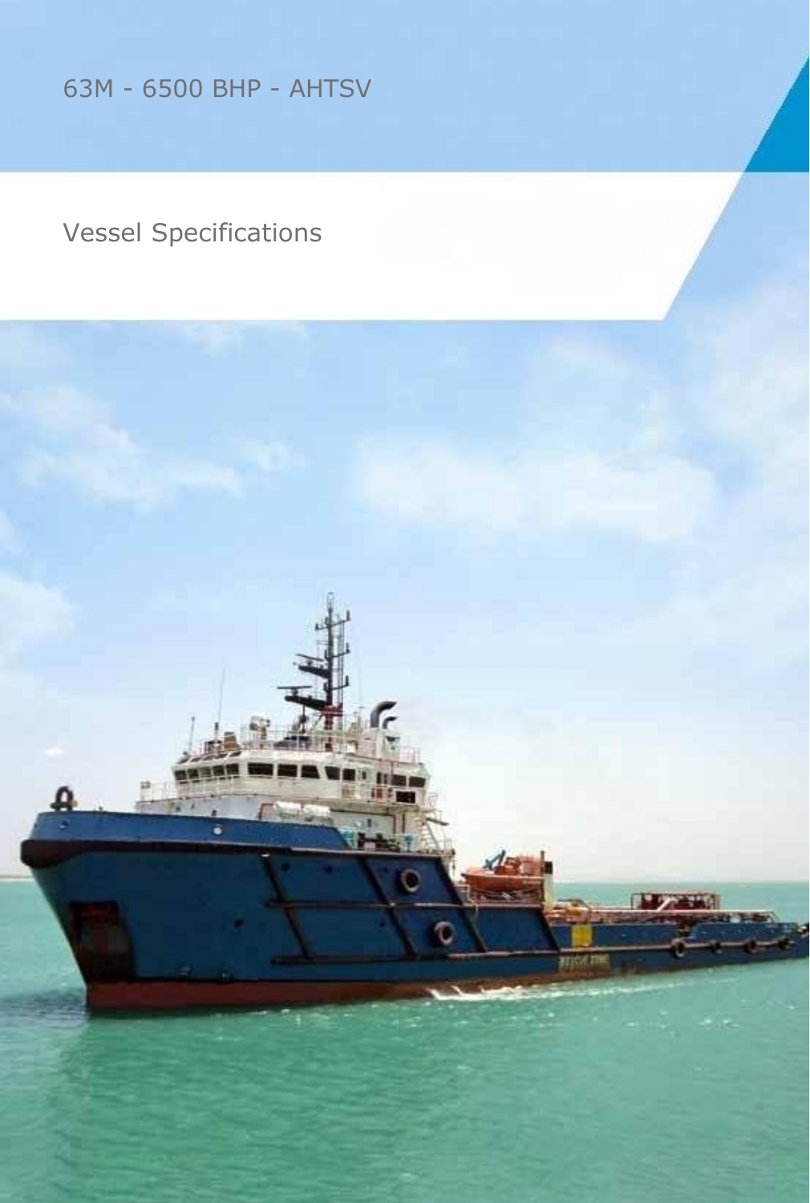# 63M - 6500 BHP - AHTSV

## Vessel Specifications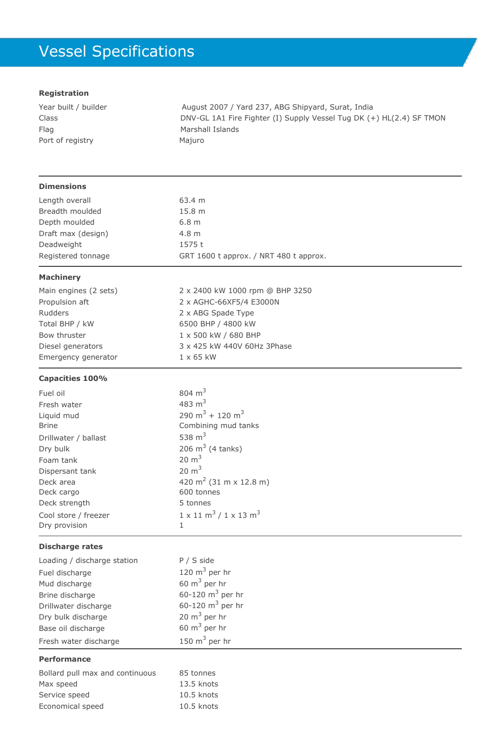# Vessel Specifications

## Registration

| | |
|---|---|
| Year built / builder | August 2007 / Yard 237, ABG Shipyard, Surat, India |
| Class | DNV-GL 1A1 Fire Fighter (I) Supply Vessel Tug DK (+) HL(2.4) SF TMON |
| Flag | Marshall Islands |
| Port of registry | Majuro |

## Dimensions

| | |
|---|---|
| Length overall | 63.4 m |
| Breadth moulded | 15.8 m |
| Depth moulded | 6.8 m |
| Draft max (design) | 4.8 m |
| Deadweight | 1575 t |
| Registered tonnage | GRT 1600 t approx. / NRT 480 t approx. |

## Machinery

| | |
|---|---|
| Main engines (2 sets) | 2 x 2400 kW 1000 rpm @ BHP 3250 |
| Propulsion aft | 2 x AGHC-66XF5/4 E3000N |
| Rudders | 2 x ABG Spade Type |
| Total BHP / kW | 6500 BHP / 4800 kW |
| Bow thruster | 1 x 500 kW / 680 BHP |
| Diesel generators | 3 x 425 kW 440V 60Hz 3Phase |
| Emergency generator | 1 x 65 kW |

## Capacities 100%

| | |
|---|---|
| Fuel oil | 804 $m^3$ |
| Fresh water | 483 $m^3$ |
| Liquid mud | 290 $m^3$ + 120 $m^3$ |
| Brine | Combining mud tanks |
| Drillwater / ballast | 538 $m^3$ |
| Dry bulk | 206 $m^3$ (4 tanks) |
| Foam tank | 20 $m^3$ |
| Dispersant tank | 20 $m^3$ |
| Deck area | 420 $m^2$ (31 m x 12.8 m) |
| Deck cargo | 600 tonnes |
| Deck strength | 5 tonnes |
| Cool store / freezer | 1 x 11 $m^3$ / 1 x 13 $m^3$ |
| Dry provision | 1 |

## Discharge rates

| | |
|---|---|
| Loading / discharge station | P / S side |
| Fuel discharge | 120 $m^3$ per hr |
| Mud discharge | 60 $m^3$ per hr |
| Brine discharge | 60-120 $m^3$ per hr |
| Drillwater discharge | 60-120 $m^3$ per hr |
| Dry bulk discharge | 20 $m^3$ per hr |
| Base oil discharge | 60 $m^3$ per hr |
| Fresh water discharge | 150 $m^3$ per hr |

## Performance

| | |
|---|---|
| Bollard pull max and continuous | 85 tonnes |
| Max speed | 13.5 knots |
| Service speed | 10.5 knots |
| Economical speed | 10.5 knots |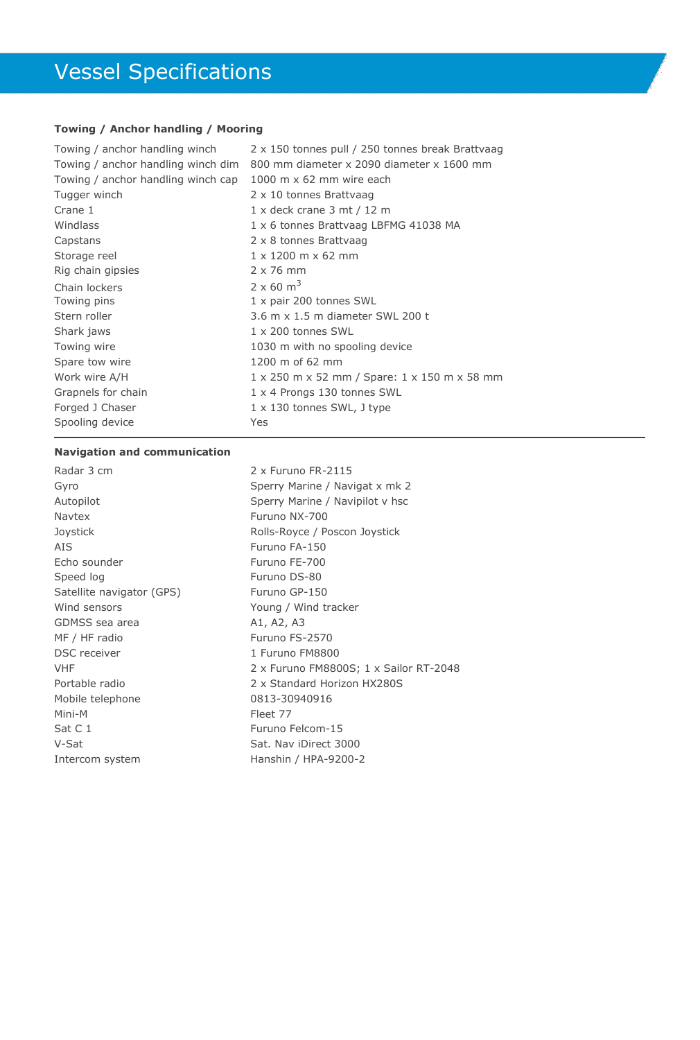# Vessel Specifications

## Towing / Anchor handling / Mooring

| | |
|---|---|
| Towing / anchor handling winch | 2 x 150 tonnes pull / 250 tonnes break Brattvaag |
| Towing / anchor handling winch dim | 800 mm diameter x 2090 diameter x 1600 mm |
| Towing / anchor handling winch cap | 1000 m x 62 mm wire each |
| Tugger winch | 2 x 10 tonnes Brattvaag |
| Crane 1 | 1 x deck crane 3 mt / 12 m |
| Windlass | 1 x 6 tonnes Brattvaag LBFMG 41038 MA |
| Capstans | 2 x 8 tonnes Brattvaag |
| Storage reel | 1 x 1200 m x 62 mm |
| Rig chain gipsies | 2 x 76 mm |
| Chain lockers | 2 x 60 $m^3$ |
| Towing pins | 1 x pair 200 tonnes SWL |
| Stern roller | 3.6 m x 1.5 m diameter SWL 200 t |
| Shark jaws | 1 x 200 tonnes SWL |
| Towing wire | 1030 m with no spooling device |
| Spare tow wire | 1200 m of 62 mm |
| Work wire A/H | 1 x 250 m x 52 mm / Spare: 1 x 150 m x 58 mm |
| Grapnels for chain | 1 x 4 Prongs 130 tonnes SWL |
| Forged J Chaser | 1 x 130 tonnes SWL, J type |
| Spooling device | Yes |

## Navigation and communication

| | |
|---|---|
| Radar 3 cm | 2 x Furuno FR-2115 |
| Gyro | Sperry Marine / Navigat x mk 2 |
| Autopilot | Sperry Marine / Navipilot v hsc |
| Navtex | Furuno NX-700 |
| Joystick | Rolls-Royce / Poscon Joystick |
| AIS | Furuno FA-150 |
| Echo sounder | Furuno FE-700 |
| Speed log | Furuno DS-80 |
| Satellite navigator (GPS) | Furuno GP-150 |
| Wind sensors | Young / Wind tracker |
| GDMSS sea area | A1, A2, A3 |
| MF / HF radio | Furuno FS-2570 |
| DSC receiver | 1 Furuno FM8800 |
| VHF | 2 x Furuno FM8800S; 1 x Sailor RT-2048 |
| Portable radio | 2 x Standard Horizon HX280S |
| Mobile telephone | 0813-30940916 |
| Mini-M | Fleet 77 |
| Sat C 1 | Furuno Felcom-15 |
| V-Sat | Sat. Nav iDirect 3000 |
| Intercom system | Hanshin / HPA-9200-2 |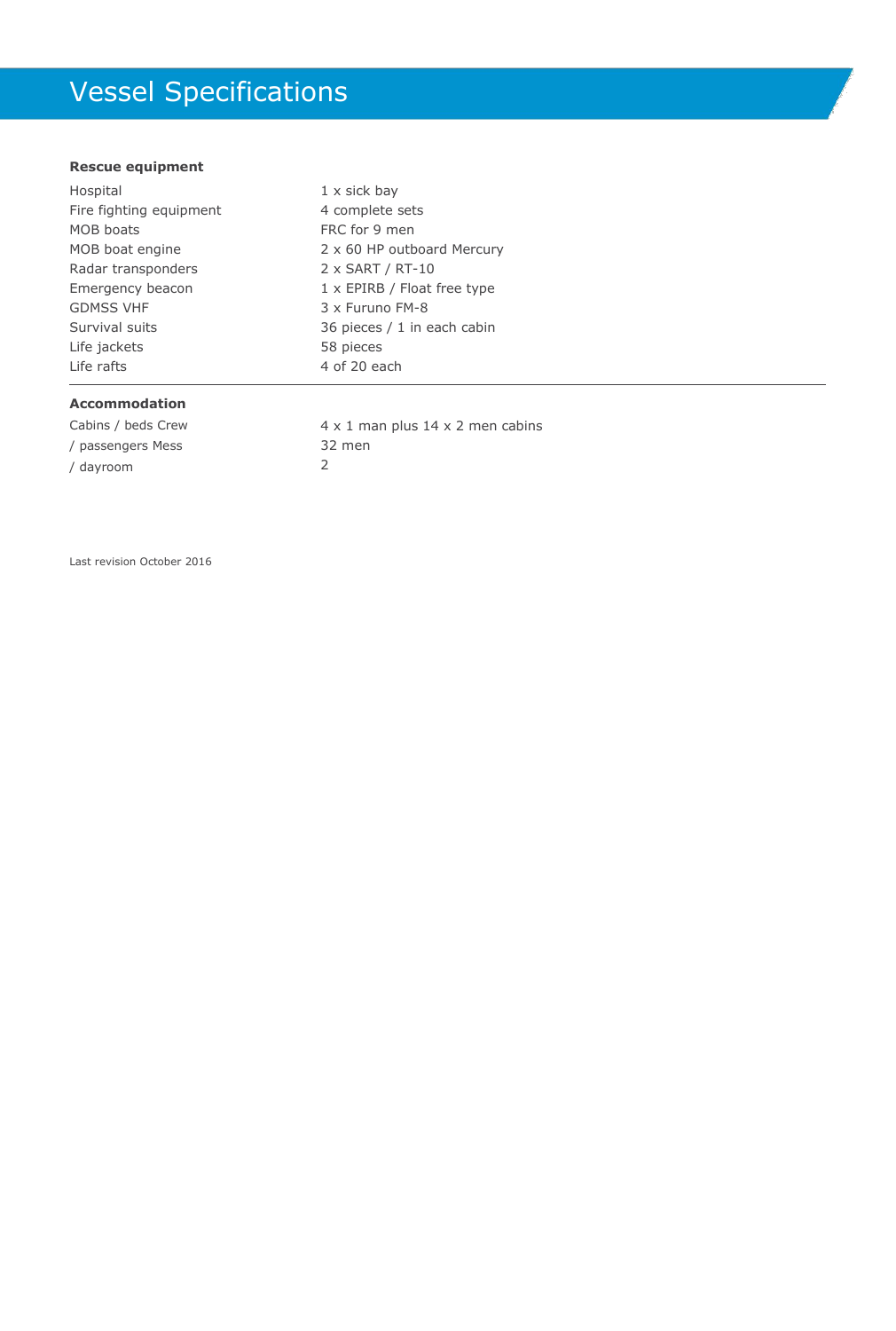# Vessel Specifications

### Rescue equipment

| | |
|---|---|
| Hospital | 1 x sick bay |
| Fire fighting equipment | 4 complete sets |
| MOB boats | FRC for 9 men |
| MOB boat engine | 2 x 60 HP outboard Mercury |
| Radar transponders | 2 x SART / RT-10 |
| Emergency beacon | 1 x EPIRB / Float free type |
| GDMSS VHF | 3 x Furuno FM-8 |
| Survival suits | 36 pieces / 1 in each cabin |
| Life jackets | 58 pieces |
| Life rafts | 4 of 20 each |

### Accommodation

| | |
|---|---|
| Cabins / beds Crew | 4 x 1 man plus 14 x 2 men cabins |
| / passengers Mess | 32 men |
| / dayroom | 2 |

Last revision October 2016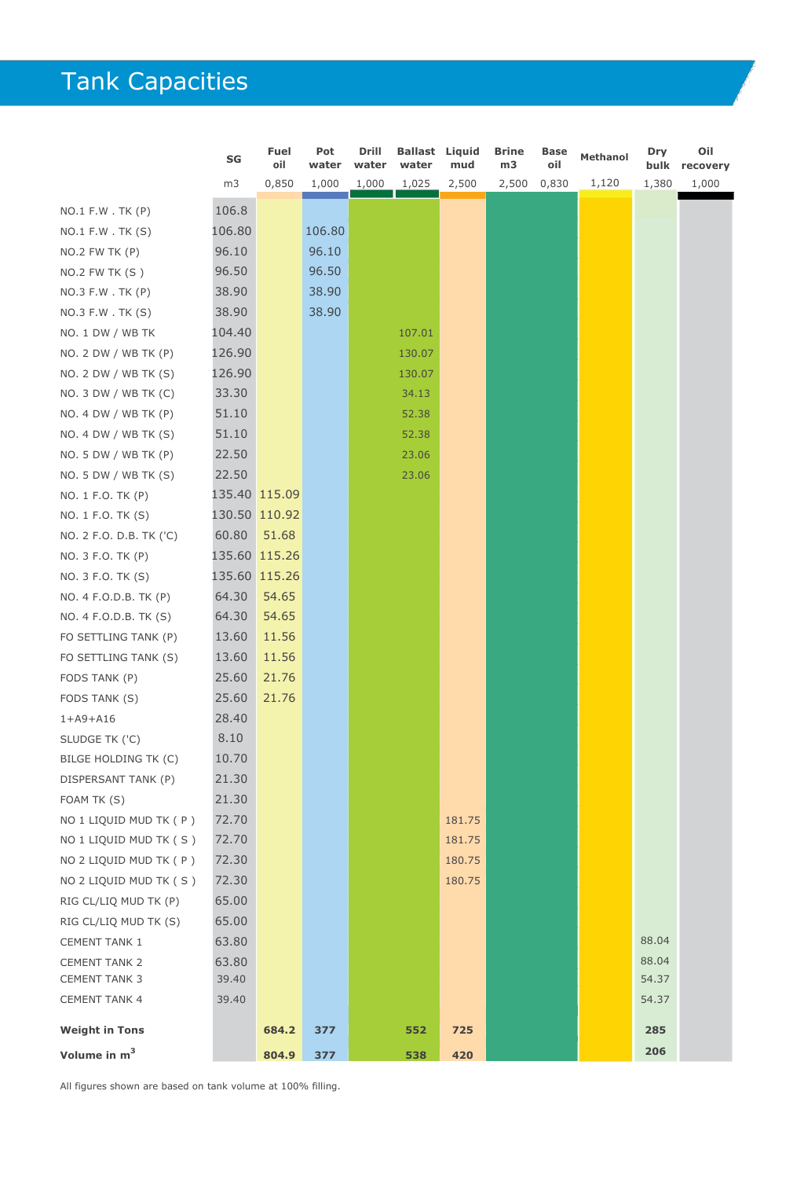# Tank Capacities

| | SG | Fuel oil | Pot water | Drill water | Ballast water | Liquid mud | Brine m3 | Base oil | Methanol | Dry bulk | Oil recovery |
|---|---|---|---|---|---|---|---|---|---|---|---|
| | m3 | 0,850 | 1,000 | 1,000 | 1,025 | 2,500 | 2,500 | 0,830 | 1,120 | 1,380 | 1,000 |
| NO.1 F.W . TK (P) | 106.8 | | | | | | | | | | |
| NO.1 F.W . TK (S) | 106.80 | | 106.80 | | | | | | | | |
| NO.2 FW TK (P) | 96.10 | | 96.10 | | | | | | | | |
| NO.2 FW TK (S ) | 96.50 | | 96.50 | | | | | | | | |
| NO.3 F.W . TK (P) | 38.90 | | 38.90 | | | | | | | | |
| NO.3 F.W . TK (S) | 38.90 | | 38.90 | | | | | | | | |
| NO. 1 DW / WB TK | 104.40 | | | | 107.01 | | | | | | |
| NO. 2 DW / WB TK (P) | 126.90 | | | | 130.07 | | | | | | |
| NO. 2 DW / WB TK (S) | 126.90 | | | | 130.07 | | | | | | |
| NO. 3 DW / WB TK (C) | 33.30 | | | | 34.13 | | | | | | |
| NO. 4 DW / WB TK (P) | 51.10 | | | | 52.38 | | | | | | |
| NO. 4 DW / WB TK (S) | 51.10 | | | | 52.38 | | | | | | |
| NO. 5 DW / WB TK (P) | 22.50 | | | | 23.06 | | | | | | |
| NO. 5 DW / WB TK (S) | 22.50 | | | | 23.06 | | | | | | |
| NO. 1 F.O. TK (P) | 135.40 | 115.09 | | | | | | | | | |
| NO. 1 F.O. TK (S) | 130.50 | 110.92 | | | | | | | | | |
| NO. 2 F.O. D.B. TK ('C) | 60.80 | 51.68 | | | | | | | | | |
| NO. 3 F.O. TK (P) | 135.60 | 115.26 | | | | | | | | | |
| NO. 3 F.O. TK (S) | 135.60 | 115.26 | | | | | | | | | |
| NO. 4 F.O.D.B. TK (P) | 64.30 | 54.65 | | | | | | | | | |
| NO. 4 F.O.D.B. TK (S) | 64.30 | 54.65 | | | | | | | | | |
| FO SETTLING TANK (P) | 13.60 | 11.56 | | | | | | | | | |
| FO SETTLING TANK (S) | 13.60 | 11.56 | | | | | | | | | |
| FODS TANK (P) | 25.60 | 21.76 | | | | | | | | | |
| FODS TANK (S) | 25.60 | 21.76 | | | | | | | | | |
| 1+A9+A16 | 28.40 | | | | | | | | | | |
| SLUDGE TK ('C) | 8.10 | | | | | | | | | | |
| BILGE HOLDING TK (C) | 10.70 | | | | | | | | | | |
| DISPERSANT TANK (P) | 21.30 | | | | | | | | | | |
| FOAM TK (S) | 21.30 | | | | | | | | | | |
| NO 1 LIQUID MUD TK ( P ) | 72.70 | | | | | 181.75 | | | | | |
| NO 1 LIQUID MUD TK ( S ) | 72.70 | | | | | 181.75 | | | | | |
| NO 2 LIQUID MUD TK ( P ) | 72.30 | | | | | 180.75 | | | | | |
| NO 2 LIQUID MUD TK ( S ) | 72.30 | | | | | 180.75 | | | | | |
| RIG CL/LIQ MUD TK (P) | 65.00 | | | | | | | | | | |
| RIG CL/LIQ MUD TK (S) | 65.00 | | | | | | | | | | |
| CEMENT TANK 1 | 63.80 | | | | | | | | | 88.04 | |
| CEMENT TANK 2 | 63.80 | | | | | | | | | 88.04 | |
| CEMENT TANK 3 | 39.40 | | | | | | | | | 54.37 | |
| CEMENT TANK 4 | 39.40 | | | | | | | | | 54.37 | |
| **Weight in Tons** | | **684.2** | **377** | | **552** | **725** | | | | **285** | |
| **Volume in $m^3$** | | **804.9** | **377** | | **538** | **420** | | | | **206** | |

All figures shown are based on tank volume at 100% filling.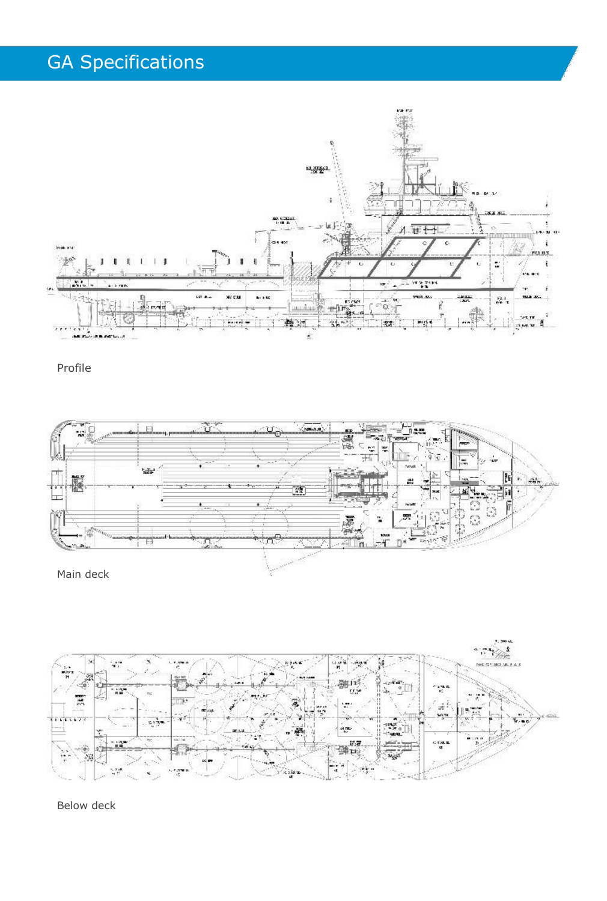# GA Specifications

Profile

Main deck

Below deck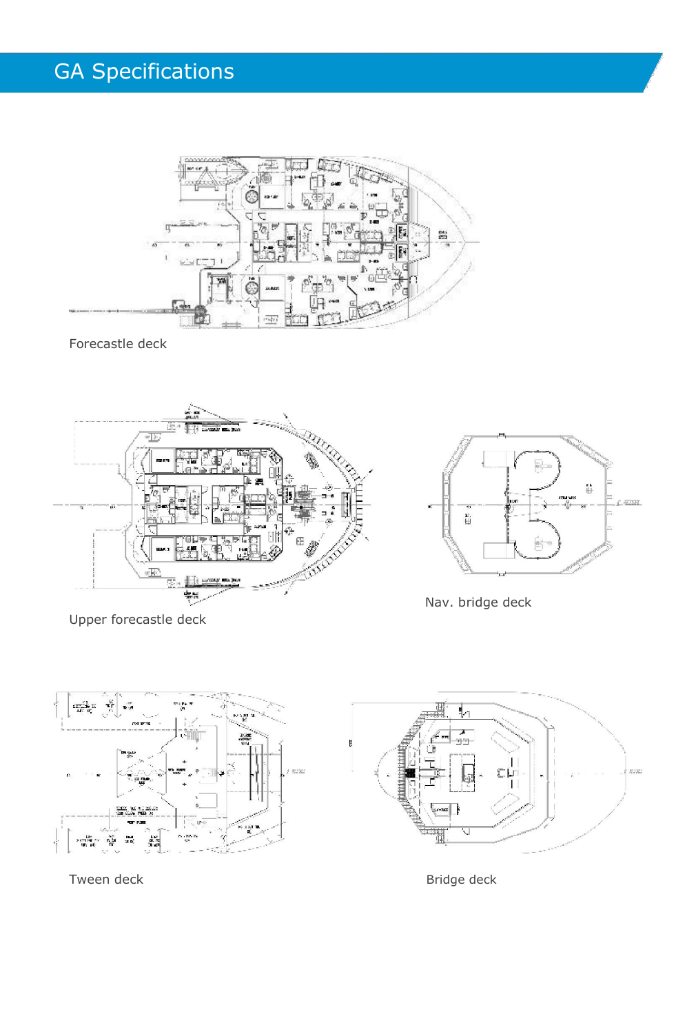# GA Specifications

Forecastle deck

Upper forecastle deck

Nav. bridge deck

Tween deck

Bridge deck